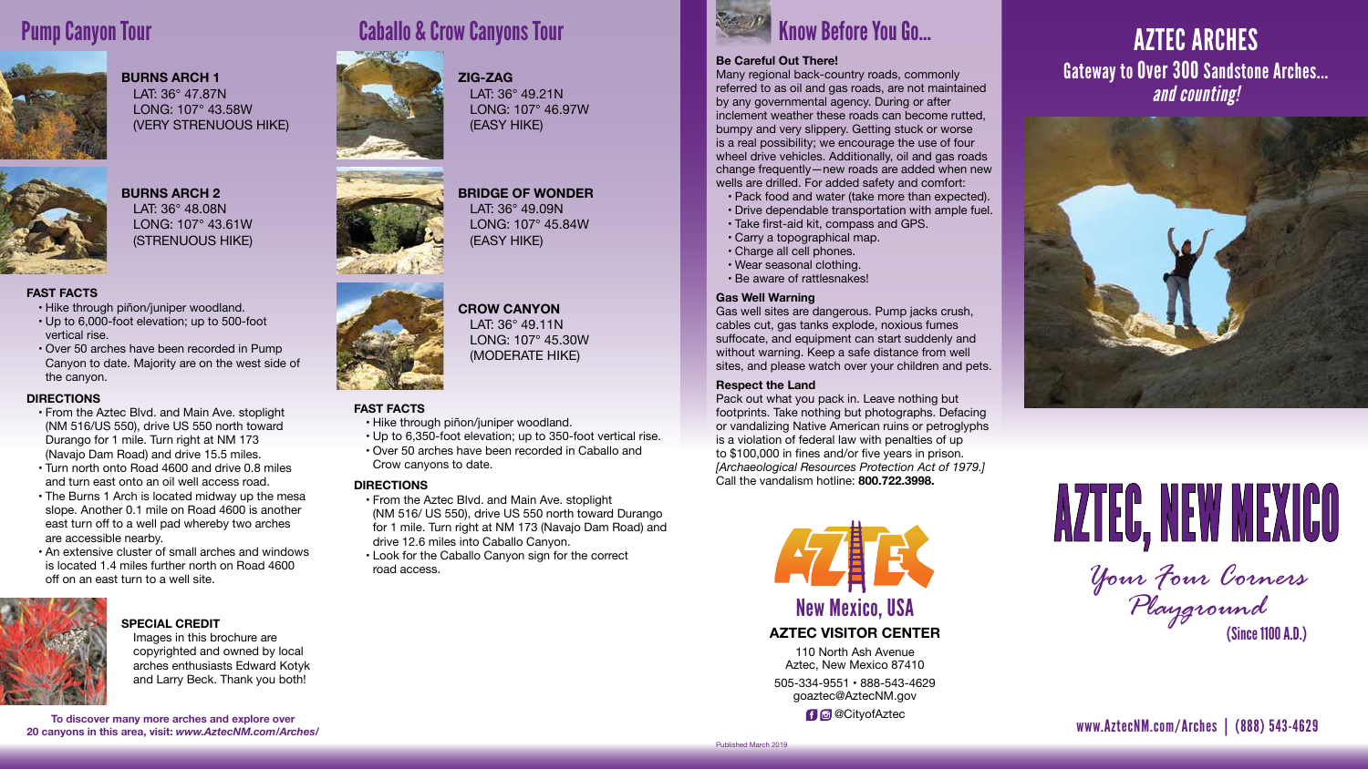## Pump Canyon Tour

**BURNS ARCH 1**
LAT: 36° 47.87N
LONG: 107° 43.58W
(VERY STRENUOUS HIKE)

**BURNS ARCH 2**
LAT: 36° 48.08N
LONG: 107° 43.61W
(STRENUOUS HIKE)

### FAST FACTS

- Hike through piñon/juniper woodland.
- Up to 6,000-foot elevation; up to 500-foot vertical rise.
- Over 50 arches have been recorded in Pump Canyon to date. Majority are on the west side of the canyon.

### DIRECTIONS

- From the Aztec Blvd. and Main Ave. stoplight (NM 516/US 550), drive US 550 north toward Durango for 1 mile. Turn right at NM 173 (Navajo Dam Road) and drive 15.5 miles.
- Turn north onto Road 4600 and drive 0.8 miles and turn east onto an oil well access road.
- The Burns 1 Arch is located midway up the mesa slope. Another 0.1 mile on Road 4600 is another east turn off to a well pad whereby two arches are accessible nearby.
- An extensive cluster of small arches and windows is located 1.4 miles further north on Road 4600 off on an east turn to a well site.

**SPECIAL CREDIT**
Images in this brochure are copyrighted and owned by local arches enthusiasts Edward Kotyk and Larry Beck. Thank you both!

**To discover many more arches and explore over 20 canyons in this area, visit: *www.AztecNM.com/Arches/***

## Caballo & Crow Canyons Tour

**ZIG-ZAG**
LAT: 36° 49.21N
LONG: 107° 46.97W
(EASY HIKE)

**BRIDGE OF WONDER**
LAT: 36° 49.09N
LONG: 107° 45.84W
(EASY HIKE)

**CROW CANYON**
LAT: 36° 49.11N
LONG: 107° 45.30W
(MODERATE HIKE)

### FAST FACTS

- Hike through piñon/juniper woodland.
- Up to 6,350-foot elevation; up to 350-foot vertical rise.
- Over 50 arches have been recorded in Caballo and Crow canyons to date.

### DIRECTIONS

- From the Aztec Blvd. and Main Ave. stoplight (NM 516/ US 550), drive US 550 north toward Durango for 1 mile. Turn right at NM 173 (Navajo Dam Road) and drive 12.6 miles into Caballo Canyon.
- Look for the Caballo Canyon sign for the correct road access.

## Know Before You Go...

**Be Careful Out There!**
Many regional back-country roads, commonly referred to as oil and gas roads, are not maintained by any governmental agency. During or after inclement weather these roads can become rutted, bumpy and very slippery. Getting stuck or worse is a real possibility; we encourage the use of four wheel drive vehicles. Additionally, oil and gas roads change frequently—new roads are added when new wells are drilled. For added safety and comfort:

- Pack food and water (take more than expected).
- Drive dependable transportation with ample fuel.
- Take first-aid kit, compass and GPS.
- Carry a topographical map.
- Charge all cell phones.
- Wear seasonal clothing.
- Be aware of rattlesnakes!

**Gas Well Warning**
Gas well sites are dangerous. Pump jacks crush, cables cut, gas tanks explode, noxious fumes suffocate, and equipment can start suddenly and without warning. Keep a safe distance from well sites, and please watch over your children and pets.

**Respect the Land**
Pack out what you pack in. Leave nothing but footprints. Take nothing but photographs. Defacing or vandalizing Native American ruins or petroglyphs is a violation of federal law with penalties of up to $100,000 in fines and/or five years in prison. *[Archaeological Resources Protection Act of 1979.]* Call the vandalism hotline: **800.722.3998.**

AZTEC
New Mexico, USA

**AZTEC VISITOR CENTER**
110 North Ash Avenue
Aztec, New Mexico 87410
505-334-9551 • 888-543-4629
goaztec@AztecNM.gov
@CityofAztec

Published March 2019

# AZTEC ARCHES

Gateway to Over 300 Sandstone Arches... *and counting!*

# AZTEC, NEW MEXICO

*Your Four Corners Playground*
(Since 1100 A.D.)

www.AztecNM.com/Arches | (888) 543-4629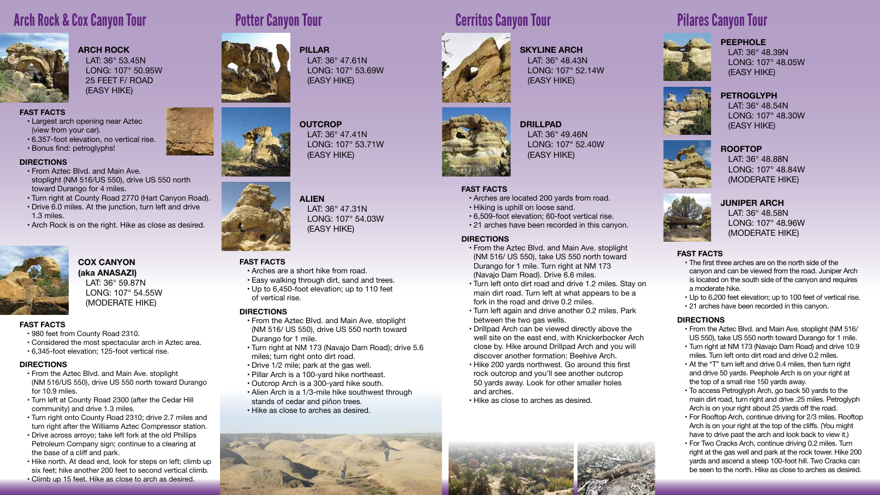# Arch Rock & Cox Canyon Tour

**ARCH ROCK**
LAT: 36° 53.45N
LONG: 107° 50.95W
25 FEET F/ ROAD
(EASY HIKE)

### FAST FACTS

- Largest arch opening near Aztec (view from your car).
- 6,357-foot elevation, no vertical rise.
- Bonus find: petroglyphs!

### DIRECTIONS

- From Aztec Blvd. and Main Ave. stoplight (NM 516/US 550), drive US 550 north toward Durango for 4 miles.
- Turn right at County Road 2770 (Hart Canyon Road).
- Drive 6.0 miles. At the junction, turn left and drive 1.3 miles.
- Arch Rock is on the right. Hike as close as desired.

**COX CANYON (aka ANASAZI)**
LAT: 36° 59.87N
LONG: 107° 54.55W
(MODERATE HIKE)

### FAST FACTS

- 980 feet from County Road 2310.
- Considered the most spectacular arch in Aztec area.
- 6,345-foot elevation; 125-foot vertical rise.

### DIRECTIONS

- From the Aztec Blvd. and Main Ave. stoplight (NM 516/US 550), drive US 550 north toward Durango for 10.9 miles.
- Turn left at County Road 2300 (after the Cedar Hill community) and drive 1.3 miles.
- Turn right onto County Road 2310; drive 2.7 miles and turn right after the Williams Aztec Compressor station.
- Drive across arroyo; take left fork at the old Phillips Petroleum Company sign; continue to a clearing at the base of a cliff and park.
- Hike north. At dead end, look for steps on left; climb up six feet; hike another 200 feet to second vertical climb.
- Climb up 15 feet. Hike as close to arch as desired.

# Potter Canyon Tour

**PILLAR**
LAT: 36° 47.61N
LONG: 107° 53.69W
(EASY HIKE)

**OUTCROP**
LAT: 36° 47.41N
LONG: 107° 53.71W
(EASY HIKE)

**ALIEN**
LAT: 36° 47.31N
LONG: 107° 54.03W
(EASY HIKE)

### FAST FACTS

- Arches are a short hike from road.
- Easy walking through dirt, sand and trees.
- Up to 6,450-foot elevation; up to 110 feet of vertical rise.

### DIRECTIONS

- From the Aztec Blvd. and Main Ave. stoplight (NM 516/ US 550), drive US 550 north toward Durango for 1 mile.
- Turn right at NM 173 (Navajo Dam Road); drive 5.6 miles; turn right onto dirt road.
- Drive 1/2 mile; park at the gas well.
- Pillar Arch is a 100-yard hike northeast.
- Outcrop Arch is a 300-yard hike south.
- Alien Arch is a 1/3-mile hike southwest through stands of cedar and piñon trees.
- Hike as close to arches as desired.

# Cerritos Canyon Tour

**SKYLINE ARCH**
LAT: 36° 48.43N
LONG: 107° 52.14W
(EASY HIKE)

**DRILLPAD**
LAT: 36° 49.46N
LONG: 107° 52.40W
(EASY HIKE)

### FAST FACTS

- Arches are located 200 yards from road.
- Hiking is uphill on loose sand.
- 6,509-foot elevation; 60-foot vertical rise.
- 21 arches have been recorded in this canyon.

### DIRECTIONS

- From the Aztec Blvd. and Main Ave. stoplight (NM 516/ US 550), take US 550 north toward Durango for 1 mile. Turn right at NM 173 (Navajo Dam Road). Drive 6.6 miles.
- Turn left onto dirt road and drive 1.2 miles. Stay on main dirt road. Turn left at what appears to be a fork in the road and drive 0.2 miles.
- Turn left again and drive another 0.2 miles. Park between the two gas wells.
- Drillpad Arch can be viewed directly above the well site on the east end, with Knickerbocker Arch close by. Hike around Drillpad Arch and you will discover another formation: Beehive Arch.
- Hike 200 yards northwest. Go around this first rock outcrop and you'll see another outcrop 50 yards away. Look for other smaller holes and arches.
- Hike as close to arches as desired.

# Pilares Canyon Tour

**PEEPHOLE**
LAT: 36° 48.39N
LONG: 107° 48.05W
(EASY HIKE)

**PETROGLYPH**
LAT: 36° 48.54N
LONG: 107° 48.30W
(EASY HIKE)

**ROOFTOP**
LAT: 36° 48.88N
LONG: 107° 48.84W
(MODERATE HIKE)

**JUNIPER ARCH**
LAT: 36° 48.58N
LONG: 107° 48.96W
(MODERATE HIKE)

### FAST FACTS

- The first three arches are on the north side of the canyon and can be viewed from the road. Juniper Arch is located on the south side of the canyon and requires a moderate hike.
- Up to 6,200 feet elevation; up to 100 feet of vertical rise.
- 21 arches have been recorded in this canyon.

### DIRECTIONS

- From the Aztec Blvd. and Main Ave. stoplight (NM 516/ US 550), take US 550 north toward Durango for 1 mile.
- Turn right at NM 173 (Navajo Dam Road) and drive 10.9 miles. Turn left onto dirt road and drive 0.2 miles.
- At the "T" turn left and drive 0.4 miles, then turn right and drive 50 yards. Peephole Arch is on your right at the top of a small rise 150 yards away.
- To access Petroglyph Arch, go back 50 yards to the main dirt road, turn right and drive .25 miles. Petroglyph Arch is on your right about 25 yards off the road.
- For Rooftop Arch, continue driving for 2/3 miles. Rooftop Arch is on your right at the top of the cliffs. (You might have to drive past the arch and look back to view it.)
- For Two Cracks Arch, continue driving 0.2 miles. Turn right at the gas well and park at the rock tower. Hike 200 yards and ascend a steep 100-foot hill. Two Cracks can be seen to the north. Hike as close to arches as desired.